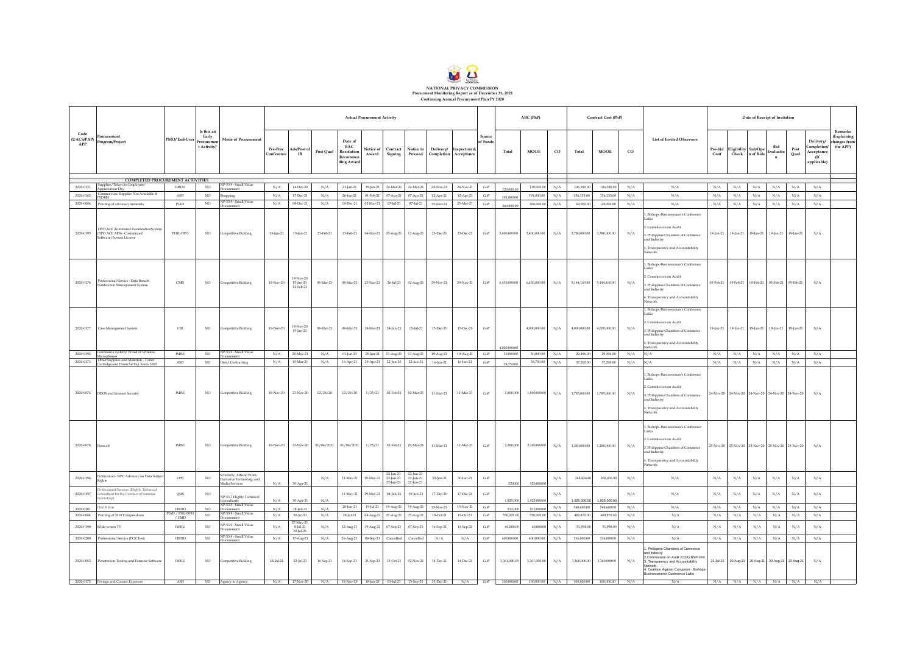**NATIONAL PRIVACY COMMISSION**
**Procurement Monitoring Report as of December 31, 2021**
**Continuing Annual Procurement Plan FY 2020**

| Code (UACS/PAP) APP | Procurement Program/Project | PMO/ End-User | Is this an Early Procurement Activity? | Mode of Procurement | Actual Procurement Activity | | | | | | | | | Source of Funds | ABC (PhP) | | | Contract Cost (PhP) | | | List of Invited Observers | Date of Receipt of Invitation | | | | | | Remarks (Explaining changes from the APP) |
|---|---|---|---|---|---|---|---|---|---|---|---|---|---|---|---|---|---|---|---|---|---|---|---|---|---|---|---|---|
| | | | | | Pre-Proc Conference | Ads/Post of IB | Post Qual | Date of BAC Resolution Recommending Award | Notice of Award | Contract Signing | Notice to Proceed | Delivery/ Completion | Inspection & Acceptance | | Total | MOOE | CO | Total | MOOE | CO | | Pre-bid Conf | Eligibility Check | Sub/Open of Bids | Bid Evaluation | Post Qual | Delivery/ Completion/ Acceptance (If applicable) | |
| **COMPLETED PROCUREMENT ACTIVITIES** | | | | | | | | | | | | | | | | | | | | | | | | | | | | |
| 2020-0131 | Supplies/Token for Employees Appreciation Day | HRDD | NO | NP-53.9 - Small Value Procurement | N/A | 14-Dec-20 | N/A | 21-Jan-21 | 29-Jan-21 | 24-Mar-21 | 24-Mar-21 | 24-Nov-21 | 24-Nov-21 | GoP | 120,000.00 | 120,000.00 | N/A | 106,380.00 | 106,380.00 | N/A | N/A | N/A | N/A | N/A | N/A | N/A | N/A | |
| 2020-0182 | Common-use Supplies Not Available @ PSDBM | ASD | NO | Shopping | N/A | 17-Dec-21 | N/A | 26-Jan-21 | 01-Feb-21 | 07-Apr-21 | 07-Apr-21 | 12-Apr-21 | 12-Apr-21 | GoP | 191,000.00 | 191,000.00 | N/A | 156,155.00 | 156,155.00 | N/A | N/A | N/A | N/A | N/A | N/A | N/A | N/A | |
| 2020-0006 | Printing of advocacy materials | PIAD | NO | NP-53.9 - Small Value Procurement | N/A | 08-Dec-21 | N/A | 18-Dec-21 | 02-Mar-21 | 07-Jul-21 | 07-Jul-21 | 25-Mar-21 | 25-Mar-21 | GoP | 260,000.00 | 260,000.00 | N/A | 69,000.00 | 69,000.00 | N/A | N/A | N/A | N/A | N/A | N/A | N/A | N/A | |
| 2020-0195 | DPO ACE Automated Examination System (DPO ACE AES) - Customized Software/System License | PHIL-DPO | NO | Competitive Bidding | 13-Jan-21 | 15-Jan-21 | 23-Feb-21 | 25-Feb-21 | 04-Mar-21 | 05-Aug-21 | 12-Aug-21 | 23-Dec-21 | 23-Dec-21 | GoP | 5,400,000.00 | 5,400,000.00 | N/A | 3,780,000.00 | 3,780,000.00 | N/A | 1. Bishops-Businessman's Conference Laiko<br>2. Commission on Audit<br>3. Philippine Chambers of Commerce and Industry<br>4. Transparency and Accountability Network | 19-Jan-21 | 19-Jan-21 | 19-Jan-21 | 19-Jan-21 | 19-Jan-21 | N/A | |
| 2020-0176 | Professional Service - Data Breach Notification Management System | CMD | NO | Competitive Bidding | 18-Nov-20 | 19-Nov-20<br>15-Jan-21<br>12-Feb-21 | 08-Mar-21 | 08-Mar-21 | 23-Mar-21 | 26-Jul-21 | 02-Aug-21 | 29-Nov-21 | 29-Nov-21 | GoP | 6,430,000.00 | 6,430,000.00 | N/A | 5,144,160.00 | 5,144,160.00 | N/A | 1. Bishops-Businessman's Conference Laiko<br>2. Commission on Audit<br>3. Philippine Chambers of Commerce and Industry<br>4. Transparency and Accountability Network | 05-Feb-21 | 05-Feb-21 | 05-Feb-21 | 05-Feb-21 | 05-Feb-21 | N/A | |
| 2020-0177 | Case Management System | CID | NO | Competitive Bidding | 18-Nov-20 | 19-Nov-20<br>15-Jan-21 | 08-Mar-21 | 08-Mar-21 | 18-Mar-21 | 24-Jun-21 | 15-Jul-21 | 15-Dec-21 | 15-Dec-21 | GoP | 4,000,000.00 | 4,000,000.00 | N/A | 4,000,000.00 | 4,000,000.00 | N/A | 1. Bishops-Businessman's Conference Laiko<br>2. Commission on Audit<br>3. Philippine Chambers of Commerce and Industry<br>4. Transparency and Accountability Network | 19-Jan-21 | 19-Jan-21 | 19-Jan-21 | 19-Jan-21 | 19-Jan-21 | N/A | |
| 2020-0192 | Conference system/ Wired or Wireless Microphones | IMISU | NO | NP-53.9 - Small Value Procurement | N/A | 28-May-21 | N/A | 03-Jun-21 | 28-Jun-21 | 13-Aug-21 | 13-Aug-21 | 19-Aug-21 | 19-Aug-21 | GoP | 30,000.00 | 30,000.00 | N/A | 29,496.00 | 29,496.00 | N/A | N/A | N/A | N/A | N/A | N/A | N/A | N/A | |
| 2020-0173 | Other Supplies and Materials - Toner Cartridge and Drum for Fuji Xerox 3065 | ASD | NO | Direct Contracting | N/A | 15-Mar-21 | N/A | 16-Apr-21 | 29-Apr-21 | 22-Jun-21 | 22-Jun-21 | 16-Jun-21 | 16-Jun-21 | GoP | 38,750.00 | 38,750.00 | N/A | 37,200.00 | 37,200.00 | N/A | N/A | N/A | N/A | N/A | N/A | N/A | N/A | |
| 2020-0076 | DDOS and Internet Security | IMISU | NO | Competitive Bidding | 18-Nov-20 | 23-Nov-20 | 12/28/20 | 12/28/20 | 1/25/21 | 02-Feb-21 | 02-Mar-21 | 11-Mar-21 | 11-Mar-21 | GoP | 1,800,000 | 1,800,000.00 | N/A | 1,785,000.00 | 1,785,000.00 | N/A | 1. Bishops-Businessman's Conference Laiko<br>2. Commission on Audit<br>3. Philippine Chambers of Commerce and Industry<br>4. Transparency and Accountability Network | 24-Nov-20 | 24-Nov-20 | 24-Nov-20 | 24-Nov-20 | 24-Nov-20 | N/A | |
| 2020-0078 | Firewall | IMISU | NO | Competitive Bidding | 18-Nov-20 | 23-Nov-20 | 01/06/2021 | 01/06/2021 | 1/25/21 | 02-Feb-21 | 02-Mar-21 | 11-Mar-21 | 11-Mar-21 | GoP | 2,300,000 | 2,300,000.00 | N/A | 1,280,000.00 | 1,280,000.00 | N/A | 1. Bishops-Businessman's Conference Laiko<br>2. Commission on Audit<br>3. Philippine Chambers of Commerce and Industry<br>4. Transparency and Accountability Network | 25-Nov-20 | 25-Nov-20 | 25-Nov-20 | 25-Nov-20 | 25-Nov-20 | N/A | |
| 2020-0196 | Publication - NPC Advisory on Data Subject Rights | OPC | NO | Scholarly, Artistic Work, Exclusive Technology and Media Services | N/A | 30-Apr-21 | N/A | 11-May-21 | 19-May-21 | 22-Jun-21<br>22-Jun-21<br>22-Jun-21 | 22-Jun-21<br>22-Jun-21<br>22-Jun-21 | 30-Jun-21 | 30-Jun-21 | GoP | 320000 | 320,000.00 | N/A | 268,436.80 | 268,436.80 | N/A | N/A | N/A | N/A | N/A | N/A | N/A | N/A | |
| 2020-0197 | Professional Services (Highly Technical Consultant for the Conduct of Seminar Workshop) | QMS | NO | NP-53.7 Highly Technical Consultants | N/A | 30-Apr-21 | N/A | 11-May-21 | 19-May-21 | 04-Jun-21 | 09-Jun-21 | 17-Dec-21 | 17-Dec-21 | GoP | 1,925,000 | 1,925,000.00 | N/A | 1,925,000.00 | 1,925,000.00 | | N/A | N/A | N/A | N/A | N/A | N/A | N/A | |
| 2020-0201 | Health Kits | HRDD | NO | NP-53.9 - Small Value Procurement | N/A | 18-Jun-21 | N/A | 28-Jun-21 | 19-Jul-21 | 19-Aug-21 | 19-Aug-21 | 15-Nov-21 | 15-Nov-21 | GoP | 912,000 | 912,000.00 | N/A | 748,600.00 | 748,600.00 | N/A | N/A | N/A | N/A | N/A | N/A | N/A | N/A | |
| 2020-0004 | Printing of 2019 Compendium | PIAD / PHIL-DPO / CMD | NO | NP-53.9 - Small Value Procurement | N/A | 20-Jul-21 | N/A | 29-Jul-21 | 04-Aug-21 | 27-Aug-21 | 27-Aug-21 | 19-Oct-21 | 19-Oct-21 | GoP | 550,000.00 | 550,000.00 | N/A | 489,870.00 | 489,870.00 | N/A | N/A | N/A | N/A | N/A | N/A | N/A | N/A | |
| 2020-0190 | Wide-screen TV | IMISU | NO | NP-53.9 - Small Value Procurement | N/A | 27-May-21<br>8-Jul-21<br>20-Jul-21 | N/A | 12-Aug-21 | 19-Aug-21 | 07-Sep-21 | 07-Sep-21 | 16-Sep-21 | 16-Sep-21 | GoP | 60,000.00 | 60,000.00 | N/A | 51,998.00 | 51,998.00 | N/A | N/A | N/A | N/A | N/A | N/A | N/A | N/A | |
| 2020-0200 | Professional Service (PCR Test) | HRDD | NO | NP-53.9 - Small Value Procurement | N/A | 17-Aug-21 | N/A | 26-Aug-21 | 08-Sep-21 | Cancelled | Cancelled | N/A | N/A | GoP | 400,000.00 | 400,000.00 | N/A | 336,000.00 | 336,000.00 | N/A | N/A | N/A | N/A | N/A | N/A | N/A | N/A | |
| 2020-0082 | Penetration Testing and Forensic Software | IMISU | NO | Competitive Bidding | 15-Jul-21 | 22-Jul-21 | 16-Sep-21 | 16-Sep-21 | 21-Sep-21 | 15-Oct-21 | 02-Nov-21 | 14-Dec-21 | 14-Dec-21 | GoP | 3,361,000.00 | 3,361,000.00 | N/A | 3,360,000.00 | 3,360,000.00 | N/A | 1. Philippine Chambers of Commerce and Industry<br>2. Commission on Audit (COA) BSP-Unit<br>3. Transparency and Accountability Network<br>4. Coalition Against Corruption - Bishops-Businessmen's Conference Laiko | 21-Jul-21 | 20-Aug-21 | 20-Aug-21 | 20-Aug-21 | 20-Aug-21 | N/A | |
| 2020-0172 | Postage and Courier Expenses | ASD | NO | Agency to Agency | N/A | 17-Nov-20 | N/A | 19-Nov-20 | 18-Jan-21 | 01-Jul-21 | 15-Sep-21 | 31-Dec-21 | N/A | GoP | 100,000.00 | 100,000.00 | N/A | 100,000.00 | 100,000.00 | N/A | N/A | N/A | N/A | N/A | N/A | N/A | N/A | |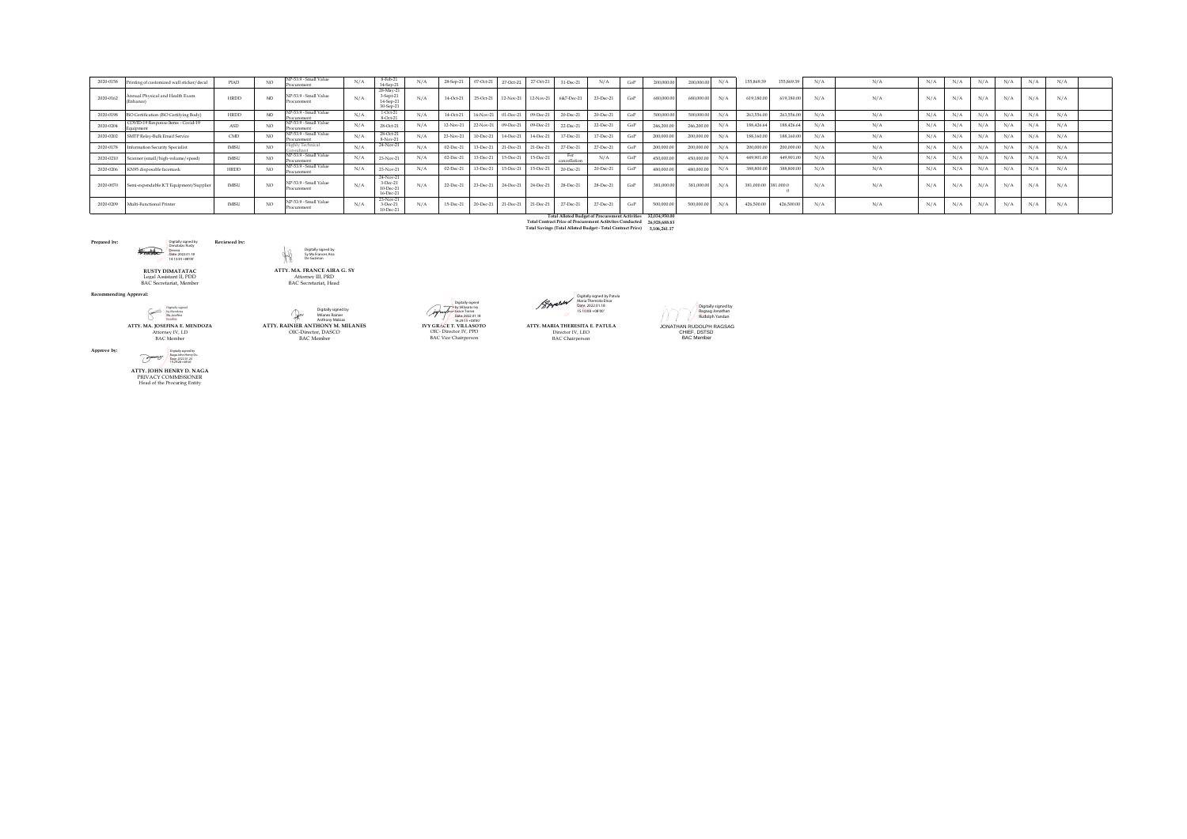| | | | | | | | | | | | | | | | | | | | | | | | | | | | | | | | |
|---|---|---|---|---|---|---|---|---|---|---|---|---|---|---|---|---|---|---|---|---|---|---|---|---|---|---|---|---|---|---|---|
| 2020-0158 | Printing of customized wall sticker/decal | PIAD | NO | NP-53.9 - Small Value Procurement | N/A | 8-Feb-21 14-Sep-21 | N/A | 28-Sep-21 | 07-Oct-21 | 27-Oct-21 | 27-Oct-21 | 31-Dec-21 | N/A | GoP | 200,000.00 | 200,000.00 | N/A | 155,869.39 | 155,869.39 | N/A | N/A | N/A | N/A | N/A | N/A | N/A | N/A | |
| 2020-0162 | Annual Physical and Health Exam (Enhance) | HRDD | NO | NP-53.9 - Small Value Procurement | N/A | 28-May-21 3-Sept-21 14-Sep-21 30-Sep-21 | N/A | 14-Oct-21 | 25-Oct-21 | 12-Nov-21 | 12-Nov-21 | 6&7-Dec-21 | 23-Dec-21 | GoP | 680,000.00 | 680,000.00 | N/A | 619,180.00 | 619,180.00 | N/A | N/A | N/A | N/A | N/A | N/A | N/A | N/A | |
| 2020-0198 | ISO Certification (ISO Certifying Body) | HRDD | NO | NP-53.9 - Small Value Procurement | N/A | 1-Oct-21 8-Oct-21 | N/A | 14-Oct-21 | 16-Nov-21 | 01-Dec-21 | 09-Dec-21 | 20-Dec-21 | 20-Dec-21 | GoP | 500,000.00 | 500,000.00 | N/A | 263,556.00 | 263,556.00 | N/A | N/A | N/A | N/A | N/A | N/A | N/A | N/A | |
| 2020-0204 | COVID-19 Response Items - Covid-19 Equipment | ASD | NO | NP-53.9 - Small Value Procurement | N/A | 28-Oct-21 | N/A | 12-Nov-21 | 22-Nov-21 | 09-Dec-21 | 09-Dec-21 | 22-Dec-21 | 22-Dec-21 | GoP | 246,200.00 | 246,200.00 | N/A | 188,426.64 | 188,426.64 | N/A | N/A | N/A | N/A | N/A | N/A | N/A | N/A | |
| 2020-0202 | SMTP Relay-Bulk Email Service | CMD | NO | NP-53.9 - Small Value Procurement | N/A | 28-Oct-21 8-Nov-21 | N/A | 23-Nov-21 | 10-Dec-21 | 14-Dec-21 | 14-Dec-21 | 17-Dec-21 | 17-Dec-21 | GoP | 200,000.00 | 200,000.00 | N/A | 188,160.00 | 188,160.00 | N/A | N/A | N/A | N/A | N/A | N/A | N/A | N/A | |
| 2020-0178 | Information Security Specialist | IMISU | NO | Highly Technical Consultant | N/A | 24-Nov-21 | N/A | 02-Dec-21 | 13-Dec-21 | 21-Dec-21 | 21-Dec-21 | 27-Dec-21 | 27-Dec-21 | GoP | 200,000.00 | 200,000.00 | N/A | 200,000.00 | 200,000.00 | N/A | N/A | N/A | N/A | N/A | N/A | N/A | N/A | |
| 2020-0210 | Scanner (small/high-volume/speed) | IMISU | NO | NP-53.9 - Small Value Procurement | N/A | 23-Nov-21 | N/A | 02-Dec-21 | 13-Dec-21 | 15-Dec-21 | 15-Dec-21 | For cancellation | N/A | GoP | 450,000.00 | 450,000.00 | N/A | 449,901.00 | 449,901.00 | N/A | N/A | N/A | N/A | N/A | N/A | N/A | N/A | |
| 2020-0206 | KN95 disposable facemask | HRDD | NO | NP-53.9 - Small Value Procurement | N/A | 23-Nov-21 | N/A | 02-Dec-21 | 13-Dec-21 | 15-Dec-21 | 15-Dec-21 | 20-Dec-21 | 20-Dec-21 | GoP | 480,000.00 | 480,000.00 | N/A | 388,800.00 | 388,800.00 | N/A | N/A | N/A | N/A | N/A | N/A | N/A | N/A | |
| 2020-0070 | Semi-expendable ICT Equipment/Supplies | IMISU | NO | NP-53.9 - Small Value Procurement | N/A | 24-Nov-21 3-Dec-21 10-Dec-21 16-Dec-21 | N/A | 22-Dec-21 | 23-Dec-21 | 24-Dec-21 | 24-Dec-21 | 28-Dec-21 | 28-Dec-21 | GoP | 381,000.00 | 381,000.00 | N/A | 381,000.00 | 381,000.0 0 | N/A | N/A | N/A | N/A | N/A | N/A | N/A | N/A | |
| 2020-0209 | Multi-Functional Printer | IMISU | NO | NP-53.9 - Small Value Procurement | N/A | 23-Nov-21 3-Dec-21 10-Dec-21 | N/A | 15-Dec-21 | 20-Dec-21 | 21-Dec-21 | 21-Dec-21 | 27-Dec-21 | 27-Dec-21 | GoP | 500,000.00 | 500,000.00 | N/A | 426,500.00 | 426,500.00 | N/A | N/A | N/A | N/A | N/A | N/A | N/A | N/A | |

**Total Alloted Budget of Procurement Activities** 32,034,950.00

**Total Contract Price of Procurement Activities Conducted** 26,928,688.83

**Total Savings (Total Alloted Budget - Total Contract Price)** 5,106,261.17

**Prepared by:**

Digitally signed by Dimatatac Rusty Dimma Date: 2022.01.18 14:13:59 +08'00'

**RUSTY DIMATATAC**
Legal Assistant II, PDD
BAC Secretariat, Member

**Reviewed by:**

Digitally signed by Sy Ma Frances Aira De Guzman

**ATTY. MA. FRANCE AIRA G. SY**
Attorney III, PRD
BAC Secretariat, Head

**Recommending Approval:**

Digitally signed by Mendoza Ma Josefina Escueta

**ATTY. MA. JOSEFINA E. MENDOZA**
Attorney IV, LD
BAC Member

Digitally signed by Milanes Rainier Anthony Malizas

**ATTY. RAINIER ANTHONY M. MILANES**
OIC-Director, DASCO
BAC Member

Digitally signed by Villasoto Ivy Grace Torres Date: 2022.01.18 16:29:15 +08'00'

**IVY GRACE T. VILLASOTO**
OIC- Director IV, PPO
BAC Vice Chairperson

Digitally signed by Patula Maria Theresita Elnar Date: 2022.01.18 15:10:08 +08'00'

**ATTY. MARIA THERESITA E. PATULA**
Director IV, LEO
BAC Chairperson

Digitally signed by Ragsag Jonathan Rudolph Yandan

JONATHAN RUDOLPH RAGSAG
CHIEF, DSTSD
BAC Member

**Approve by:**

Digitally signed by Naga John Henry Du Date: 2022.01.20 15:29:08 +08'00'

**ATTY. JOHN HENRY D. NAGA**
PRIVACY COMMISSIONER
Head of the Procuring Entity